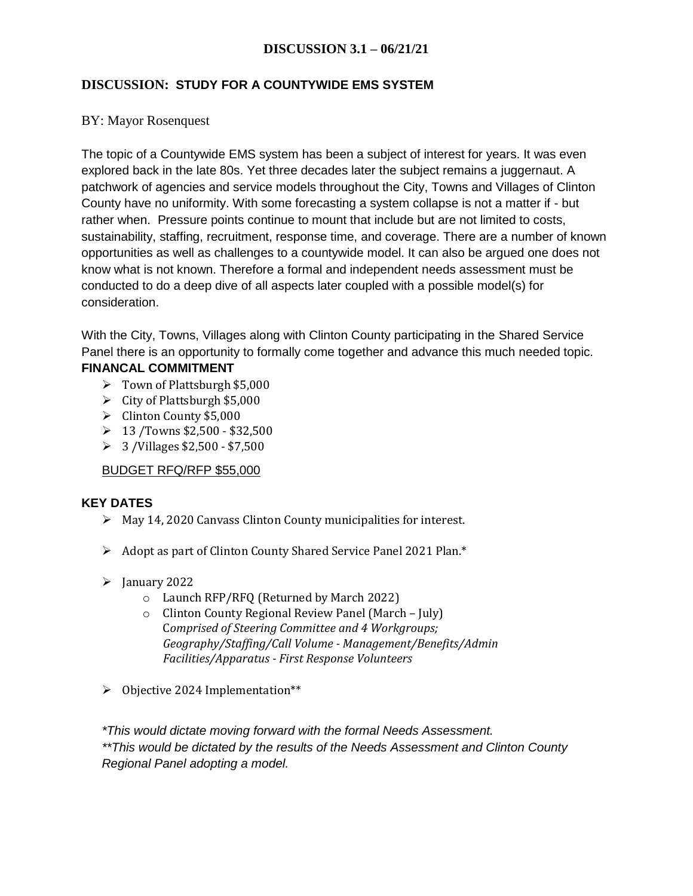**DISCUSSION 3.1 – 06/21/21**

## DISCUSSION: STUDY FOR A COUNTYWIDE EMS SYSTEM

BY: Mayor Rosenquest

The topic of a Countywide EMS system has been a subject of interest for years. It was even explored back in the late 80s. Yet three decades later the subject remains a juggernaut. A patchwork of agencies and service models throughout the City, Towns and Villages of Clinton County have no uniformity. With some forecasting a system collapse is not a matter if - but rather when. Pressure points continue to mount that include but are not limited to costs, sustainability, staffing, recruitment, response time, and coverage. There are a number of known opportunities as well as challenges to a countywide model. It can also be argued one does not know what is not known. Therefore a formal and independent needs assessment must be conducted to do a deep dive of all aspects later coupled with a possible model(s) for consideration.

With the City, Towns, Villages along with Clinton County participating in the Shared Service Panel there is an opportunity to formally come together and advance this much needed topic.

**FINANCAL COMMITMENT**

- Town of Plattsburgh $5,000
- City of Plattsburgh $5,000
- Clinton County $5,000
- 13 /Towns $2,500 - $32,500
- 3 /Villages $2,500 - $7,500

BUDGET RFQ/RFP $55,000

**KEY DATES**

- May 14, 2020 Canvass Clinton County municipalities for interest.
- Adopt as part of Clinton County Shared Service Panel 2021 Plan.*
- January 2022
  - Launch RFP/RFQ (Returned by March 2022)
  - Clinton County Regional Review Panel (March – July)
    *Comprised of Steering Committee and 4 Workgroups;*
    *Geography/Staffing/Call Volume - Management/Benefits/Admin*
    *Facilities/Apparatus - First Response Volunteers*
- Objective 2024 Implementation**

*\*This would dictate moving forward with the formal Needs Assessment.*
*\*\*This would be dictated by the results of the Needs Assessment and Clinton County Regional Panel adopting a model.*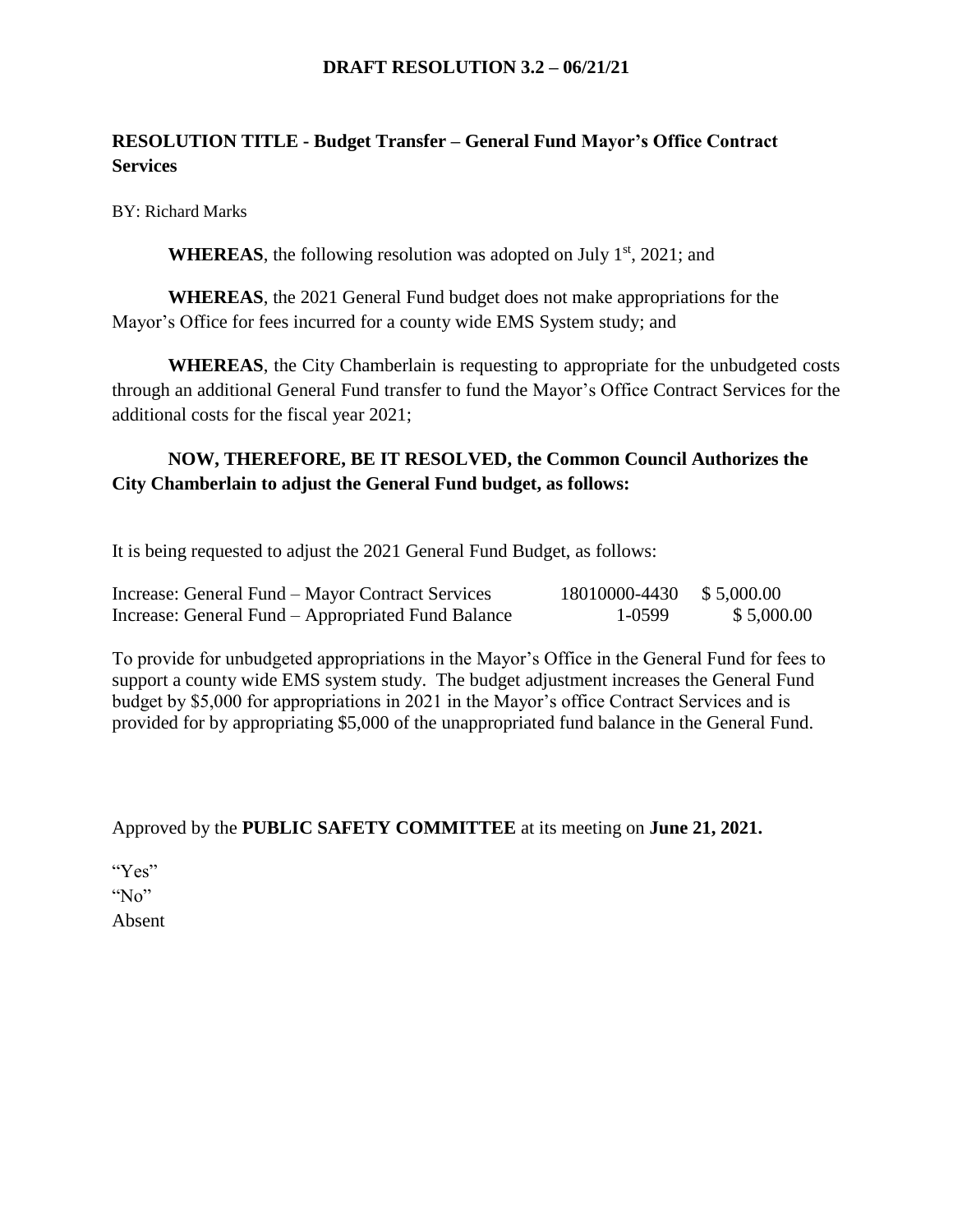**DRAFT RESOLUTION 3.2 – 06/21/21**

**RESOLUTION TITLE - Budget Transfer – General Fund Mayor's Office Contract Services**

BY: Richard Marks

**WHEREAS**, the following resolution was adopted on July 1st, 2021; and

**WHEREAS**, the 2021 General Fund budget does not make appropriations for the Mayor's Office for fees incurred for a county wide EMS System study; and

**WHEREAS**, the City Chamberlain is requesting to appropriate for the unbudgeted costs through an additional General Fund transfer to fund the Mayor's Office Contract Services for the additional costs for the fiscal year 2021;

**NOW, THEREFORE, BE IT RESOLVED, the Common Council Authorizes the City Chamberlain to adjust the General Fund budget, as follows:**

It is being requested to adjust the 2021 General Fund Budget, as follows:

| | | |
|---|---|---|
| Increase: General Fund – Mayor Contract Services | 18010000-4430 | $ 5,000.00 |
| Increase: General Fund – Appropriated Fund Balance | 1-0599 | $ 5,000.00 |

To provide for unbudgeted appropriations in the Mayor's Office in the General Fund for fees to support a county wide EMS system study. The budget adjustment increases the General Fund budget by $5,000 for appropriations in 2021 in the Mayor's office Contract Services and is provided for by appropriating $5,000 of the unappropriated fund balance in the General Fund.

Approved by the **PUBLIC SAFETY COMMITTEE** at its meeting on **June 21, 2021.**

"Yes"
"No"
Absent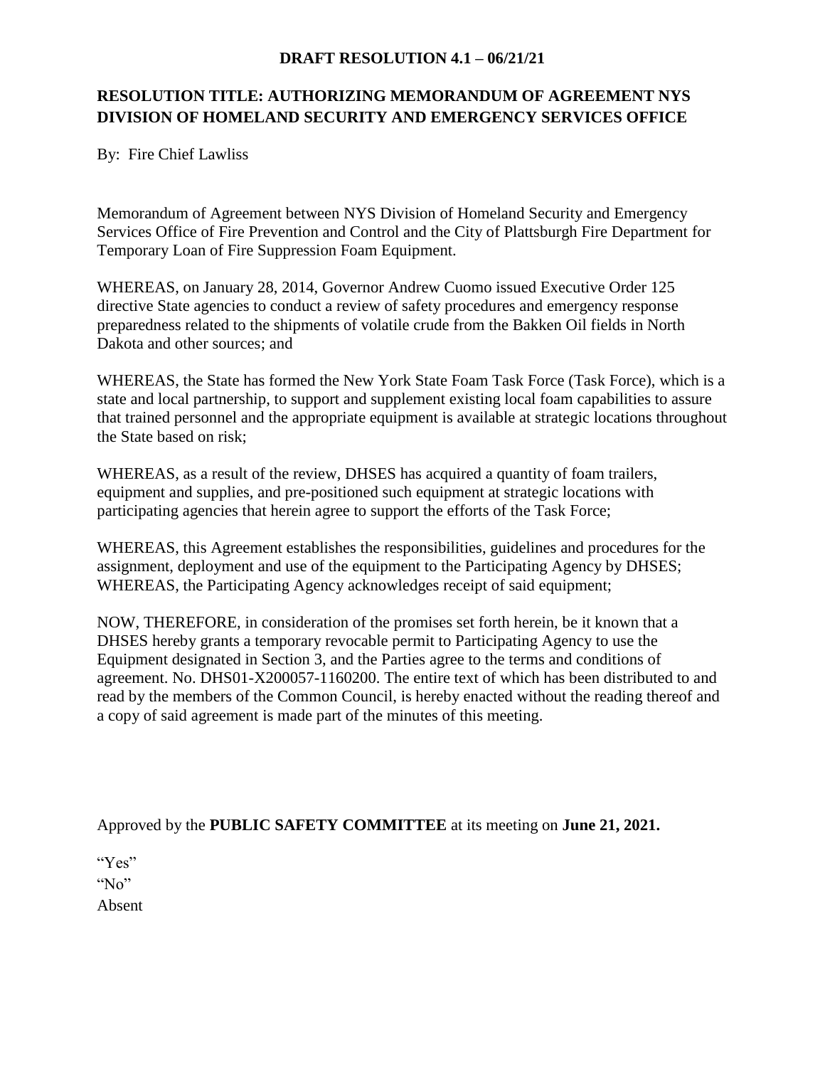**DRAFT RESOLUTION 4.1 – 06/21/21**

**RESOLUTION TITLE: AUTHORIZING MEMORANDUM OF AGREEMENT NYS DIVISION OF HOMELAND SECURITY AND EMERGENCY SERVICES OFFICE**

By: Fire Chief Lawliss

Memorandum of Agreement between NYS Division of Homeland Security and Emergency Services Office of Fire Prevention and Control and the City of Plattsburgh Fire Department for Temporary Loan of Fire Suppression Foam Equipment.

WHEREAS, on January 28, 2014, Governor Andrew Cuomo issued Executive Order 125 directive State agencies to conduct a review of safety procedures and emergency response preparedness related to the shipments of volatile crude from the Bakken Oil fields in North Dakota and other sources; and

WHEREAS, the State has formed the New York State Foam Task Force (Task Force), which is a state and local partnership, to support and supplement existing local foam capabilities to assure that trained personnel and the appropriate equipment is available at strategic locations throughout the State based on risk;

WHEREAS, as a result of the review, DHSES has acquired a quantity of foam trailers, equipment and supplies, and pre-positioned such equipment at strategic locations with participating agencies that herein agree to support the efforts of the Task Force;

WHEREAS, this Agreement establishes the responsibilities, guidelines and procedures for the assignment, deployment and use of the equipment to the Participating Agency by DHSES;
WHEREAS, the Participating Agency acknowledges receipt of said equipment;

NOW, THEREFORE, in consideration of the promises set forth herein, be it known that a DHSES hereby grants a temporary revocable permit to Participating Agency to use the Equipment designated in Section 3, and the Parties agree to the terms and conditions of agreement. No. DHS01-X200057-1160200. The entire text of which has been distributed to and read by the members of the Common Council, is hereby enacted without the reading thereof and a copy of said agreement is made part of the minutes of this meeting.

Approved by the **PUBLIC SAFETY COMMITTEE** at its meeting on **June 21, 2021.**

"Yes"
"No"
Absent